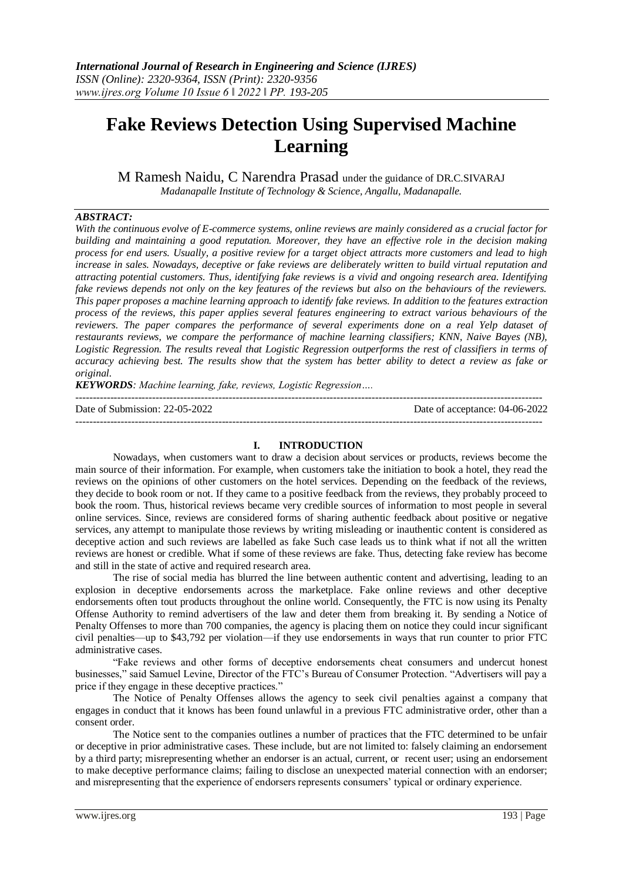# Fake Reviews Detection Using Supervised Machine Learning

M Ramesh Naidu, C Narendra Prasad under the guidance of DR.C.SIVARAJ

*Madanapalle Institute of Technology & Science, Angallu, Madanapalle.*

***ABSTRACT:***

*With the continuous evolve of E-commerce systems, online reviews are mainly considered as a crucial factor for building and maintaining a good reputation. Moreover, they have an effective role in the decision making process for end users. Usually, a positive review for a target object attracts more customers and lead to high increase in sales. Nowadays, deceptive or fake reviews are deliberately written to build virtual reputation and attracting potential customers. Thus, identifying fake reviews is a vivid and ongoing research area. Identifying fake reviews depends not only on the key features of the reviews but also on the behaviours of the reviewers. This paper proposes a machine learning approach to identify fake reviews. In addition to the features extraction process of the reviews, this paper applies several features engineering to extract various behaviours of the reviewers. The paper compares the performance of several experiments done on a real Yelp dataset of restaurants reviews, we compare the performance of machine learning classifiers; KNN, Naive Bayes (NB), Logistic Regression. The results reveal that Logistic Regression outperforms the rest of classifiers in terms of accuracy achieving best. The results show that the system has better ability to detect a review as fake or original.*

***KEYWORDS****: Machine learning, fake, reviews, Logistic Regression….*

Date of Submission: 22-05-2022 Date of acceptance: 04-06-2022

## I. INTRODUCTION

Nowadays, when customers want to draw a decision about services or products, reviews become the main source of their information. For example, when customers take the initiation to book a hotel, they read the reviews on the opinions of other customers on the hotel services. Depending on the feedback of the reviews, they decide to book room or not. If they came to a positive feedback from the reviews, they probably proceed to book the room. Thus, historical reviews became very credible sources of information to most people in several online services. Since, reviews are considered forms of sharing authentic feedback about positive or negative services, any attempt to manipulate those reviews by writing misleading or inauthentic content is considered as deceptive action and such reviews are labelled as fake Such case leads us to think what if not all the written reviews are honest or credible. What if some of these reviews are fake. Thus, detecting fake review has become and still in the state of active and required research area.

The rise of social media has blurred the line between authentic content and advertising, leading to an explosion in deceptive endorsements across the marketplace. Fake online reviews and other deceptive endorsements often tout products throughout the online world. Consequently, the FTC is now using its Penalty Offense Authority to remind advertisers of the law and deter them from breaking it. By sending a Notice of Penalty Offenses to more than 700 companies, the agency is placing them on notice they could incur significant civil penalties—up to $43,792 per violation—if they use endorsements in ways that run counter to prior FTC administrative cases.

"Fake reviews and other forms of deceptive endorsements cheat consumers and undercut honest businesses," said Samuel Levine, Director of the FTC's Bureau of Consumer Protection. "Advertisers will pay a price if they engage in these deceptive practices."

The Notice of Penalty Offenses allows the agency to seek civil penalties against a company that engages in conduct that it knows has been found unlawful in a previous FTC administrative order, other than a consent order.

The Notice sent to the companies outlines a number of practices that the FTC determined to be unfair or deceptive in prior administrative cases. These include, but are not limited to: falsely claiming an endorsement by a third party; misrepresenting whether an endorser is an actual, current, or recent user; using an endorsement to make deceptive performance claims; failing to disclose an unexpected material connection with an endorser; and misrepresenting that the experience of endorsers represents consumers' typical or ordinary experience.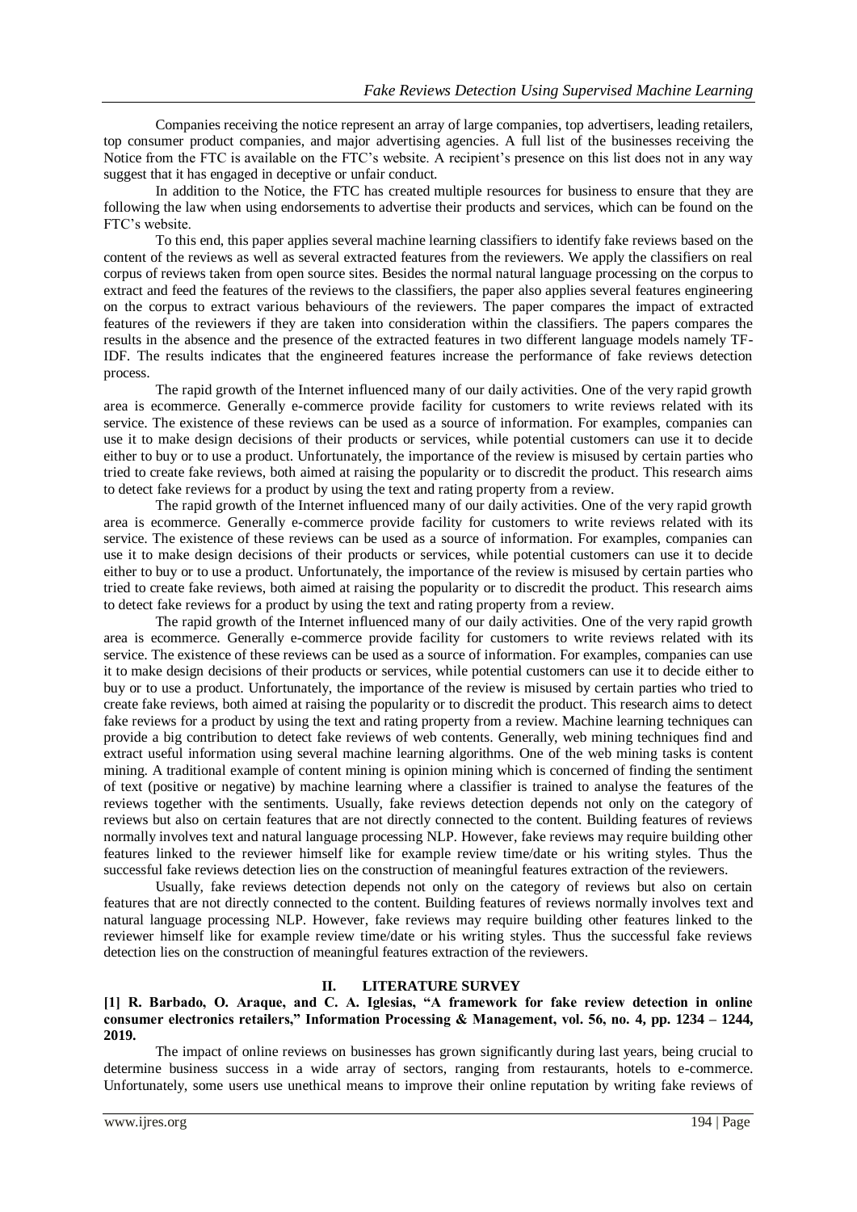Companies receiving the notice represent an array of large companies, top advertisers, leading retailers, top consumer product companies, and major advertising agencies. A full list of the businesses receiving the Notice from the FTC is available on the FTC's website. A recipient's presence on this list does not in any way suggest that it has engaged in deceptive or unfair conduct.

In addition to the Notice, the FTC has created multiple resources for business to ensure that they are following the law when using endorsements to advertise their products and services, which can be found on the FTC's website.

To this end, this paper applies several machine learning classifiers to identify fake reviews based on the content of the reviews as well as several extracted features from the reviewers. We apply the classifiers on real corpus of reviews taken from open source sites. Besides the normal natural language processing on the corpus to extract and feed the features of the reviews to the classifiers, the paper also applies several features engineering on the corpus to extract various behaviours of the reviewers. The paper compares the impact of extracted features of the reviewers if they are taken into consideration within the classifiers. The papers compares the results in the absence and the presence of the extracted features in two different language models namely TF-IDF. The results indicates that the engineered features increase the performance of fake reviews detection process.

The rapid growth of the Internet influenced many of our daily activities. One of the very rapid growth area is ecommerce. Generally e-commerce provide facility for customers to write reviews related with its service. The existence of these reviews can be used as a source of information. For examples, companies can use it to make design decisions of their products or services, while potential customers can use it to decide either to buy or to use a product. Unfortunately, the importance of the review is misused by certain parties who tried to create fake reviews, both aimed at raising the popularity or to discredit the product. This research aims to detect fake reviews for a product by using the text and rating property from a review.

The rapid growth of the Internet influenced many of our daily activities. One of the very rapid growth area is ecommerce. Generally e-commerce provide facility for customers to write reviews related with its service. The existence of these reviews can be used as a source of information. For examples, companies can use it to make design decisions of their products or services, while potential customers can use it to decide either to buy or to use a product. Unfortunately, the importance of the review is misused by certain parties who tried to create fake reviews, both aimed at raising the popularity or to discredit the product. This research aims to detect fake reviews for a product by using the text and rating property from a review.

The rapid growth of the Internet influenced many of our daily activities. One of the very rapid growth area is ecommerce. Generally e-commerce provide facility for customers to write reviews related with its service. The existence of these reviews can be used as a source of information. For examples, companies can use it to make design decisions of their products or services, while potential customers can use it to decide either to buy or to use a product. Unfortunately, the importance of the review is misused by certain parties who tried to create fake reviews, both aimed at raising the popularity or to discredit the product. This research aims to detect fake reviews for a product by using the text and rating property from a review. Machine learning techniques can provide a big contribution to detect fake reviews of web contents. Generally, web mining techniques find and extract useful information using several machine learning algorithms. One of the web mining tasks is content mining. A traditional example of content mining is opinion mining which is concerned of finding the sentiment of text (positive or negative) by machine learning where a classifier is trained to analyse the features of the reviews together with the sentiments. Usually, fake reviews detection depends not only on the category of reviews but also on certain features that are not directly connected to the content. Building features of reviews normally involves text and natural language processing NLP. However, fake reviews may require building other features linked to the reviewer himself like for example review time/date or his writing styles. Thus the successful fake reviews detection lies on the construction of meaningful features extraction of the reviewers.

Usually, fake reviews detection depends not only on the category of reviews but also on certain features that are not directly connected to the content. Building features of reviews normally involves text and natural language processing NLP. However, fake reviews may require building other features linked to the reviewer himself like for example review time/date or his writing styles. Thus the successful fake reviews detection lies on the construction of meaningful features extraction of the reviewers.

## II. LITERATURE SURVEY

**[1] R. Barbado, O. Araque, and C. A. Iglesias, "A framework for fake review detection in online consumer electronics retailers," Information Processing & Management, vol. 56, no. 4, pp. 1234 – 1244, 2019.**

The impact of online reviews on businesses has grown significantly during last years, being crucial to determine business success in a wide array of sectors, ranging from restaurants, hotels to e-commerce. Unfortunately, some users use unethical means to improve their online reputation by writing fake reviews of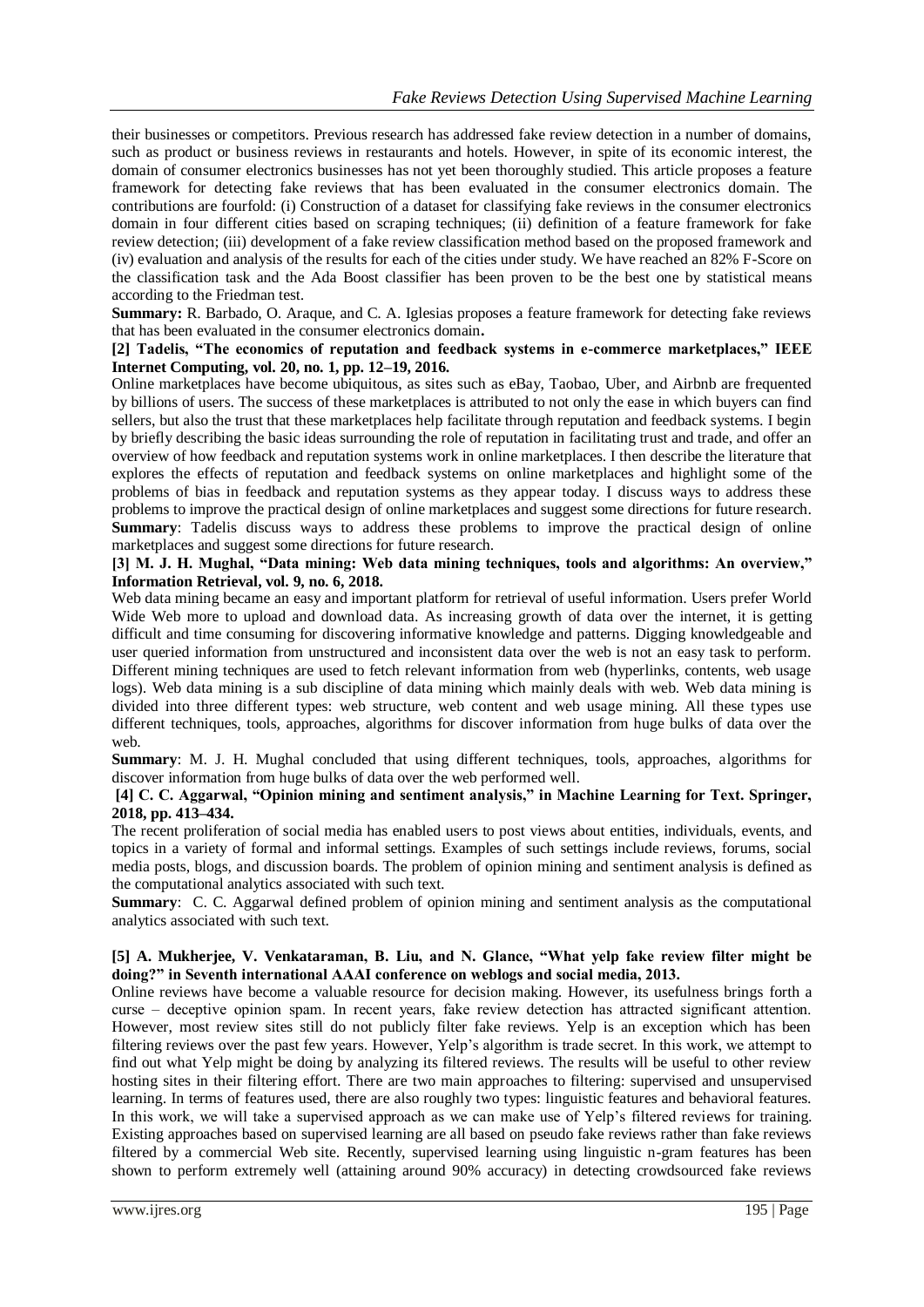their businesses or competitors. Previous research has addressed fake review detection in a number of domains, such as product or business reviews in restaurants and hotels. However, in spite of its economic interest, the domain of consumer electronics businesses has not yet been thoroughly studied. This article proposes a feature framework for detecting fake reviews that has been evaluated in the consumer electronics domain. The contributions are fourfold: (i) Construction of a dataset for classifying fake reviews in the consumer electronics domain in four different cities based on scraping techniques; (ii) definition of a feature framework for fake review detection; (iii) development of a fake review classification method based on the proposed framework and (iv) evaluation and analysis of the results for each of the cities under study. We have reached an 82% F-Score on the classification task and the Ada Boost classifier has been proven to be the best one by statistical means according to the Friedman test.

**Summary:** R. Barbado, O. Araque, and C. A. Iglesias proposes a feature framework for detecting fake reviews that has been evaluated in the consumer electronics domain**.**

**[2] Tadelis, "The economics of reputation and feedback systems in e-commerce marketplaces," IEEE Internet Computing, vol. 20, no. 1, pp. 12–19, 2016.**

Online marketplaces have become ubiquitous, as sites such as eBay, Taobao, Uber, and Airbnb are frequented by billions of users. The success of these marketplaces is attributed to not only the ease in which buyers can find sellers, but also the trust that these marketplaces help facilitate through reputation and feedback systems. I begin by briefly describing the basic ideas surrounding the role of reputation in facilitating trust and trade, and offer an overview of how feedback and reputation systems work in online marketplaces. I then describe the literature that explores the effects of reputation and feedback systems on online marketplaces and highlight some of the problems of bias in feedback and reputation systems as they appear today. I discuss ways to address these problems to improve the practical design of online marketplaces and suggest some directions for future research.

**Summary**: Tadelis discuss ways to address these problems to improve the practical design of online marketplaces and suggest some directions for future research.

**[3] M. J. H. Mughal, "Data mining: Web data mining techniques, tools and algorithms: An overview," Information Retrieval, vol. 9, no. 6, 2018.**

Web data mining became an easy and important platform for retrieval of useful information. Users prefer World Wide Web more to upload and download data. As increasing growth of data over the internet, it is getting difficult and time consuming for discovering informative knowledge and patterns. Digging knowledgeable and user queried information from unstructured and inconsistent data over the web is not an easy task to perform. Different mining techniques are used to fetch relevant information from web (hyperlinks, contents, web usage logs). Web data mining is a sub discipline of data mining which mainly deals with web. Web data mining is divided into three different types: web structure, web content and web usage mining. All these types use different techniques, tools, approaches, algorithms for discover information from huge bulks of data over the web.

**Summary**: M. J. H. Mughal concluded that using different techniques, tools, approaches, algorithms for discover information from huge bulks of data over the web performed well.

**[4] C. C. Aggarwal, "Opinion mining and sentiment analysis," in Machine Learning for Text. Springer, 2018, pp. 413–434.**

The recent proliferation of social media has enabled users to post views about entities, individuals, events, and topics in a variety of formal and informal settings. Examples of such settings include reviews, forums, social media posts, blogs, and discussion boards. The problem of opinion mining and sentiment analysis is defined as the computational analytics associated with such text.

**Summary**: C. C. Aggarwal defined problem of opinion mining and sentiment analysis as the computational analytics associated with such text.

**[5] A. Mukherjee, V. Venkataraman, B. Liu, and N. Glance, "What yelp fake review filter might be doing?" in Seventh international AAAI conference on weblogs and social media, 2013.**

Online reviews have become a valuable resource for decision making. However, its usefulness brings forth a curse – deceptive opinion spam. In recent years, fake review detection has attracted significant attention. However, most review sites still do not publicly filter fake reviews. Yelp is an exception which has been filtering reviews over the past few years. However, Yelp's algorithm is trade secret. In this work, we attempt to find out what Yelp might be doing by analyzing its filtered reviews. The results will be useful to other review hosting sites in their filtering effort. There are two main approaches to filtering: supervised and unsupervised learning. In terms of features used, there are also roughly two types: linguistic features and behavioral features. In this work, we will take a supervised approach as we can make use of Yelp's filtered reviews for training. Existing approaches based on supervised learning are all based on pseudo fake reviews rather than fake reviews filtered by a commercial Web site. Recently, supervised learning using linguistic n-gram features has been shown to perform extremely well (attaining around 90% accuracy) in detecting crowdsourced fake reviews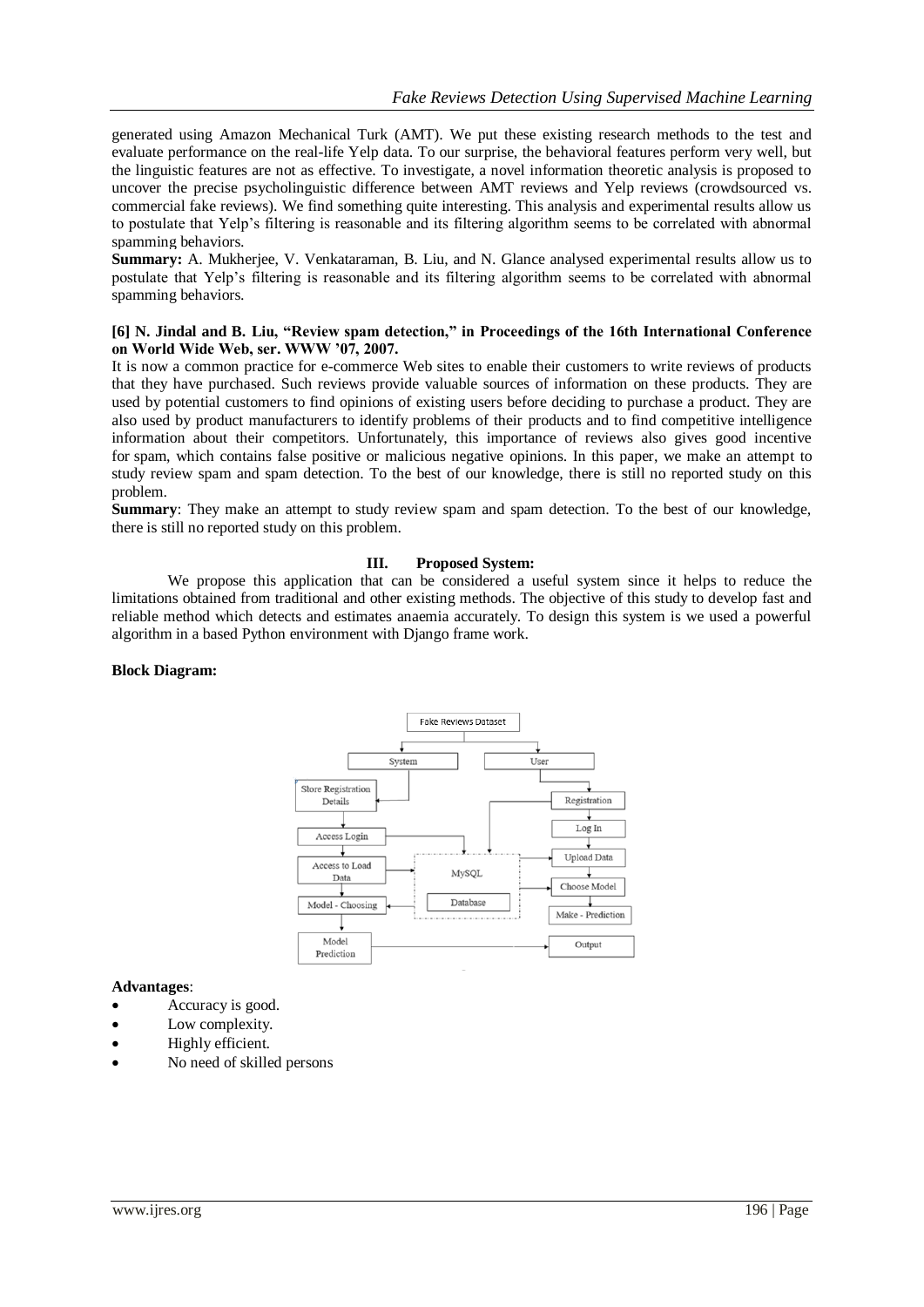generated using Amazon Mechanical Turk (AMT). We put these existing research methods to the test and evaluate performance on the real-life Yelp data. To our surprise, the behavioral features perform very well, but the linguistic features are not as effective. To investigate, a novel information theoretic analysis is proposed to uncover the precise psycholinguistic difference between AMT reviews and Yelp reviews (crowdsourced vs. commercial fake reviews). We find something quite interesting. This analysis and experimental results allow us to postulate that Yelp's filtering is reasonable and its filtering algorithm seems to be correlated with abnormal spamming behaviors.

**Summary:** A. Mukherjee, V. Venkataraman, B. Liu, and N. Glance analysed experimental results allow us to postulate that Yelp's filtering is reasonable and its filtering algorithm seems to be correlated with abnormal spamming behaviors.

**[6] N. Jindal and B. Liu, "Review spam detection," in Proceedings of the 16th International Conference on World Wide Web, ser. WWW '07, 2007.**

It is now a common practice for e-commerce Web sites to enable their customers to write reviews of products that they have purchased. Such reviews provide valuable sources of information on these products. They are used by potential customers to find opinions of existing users before deciding to purchase a product. They are also used by product manufacturers to identify problems of their products and to find competitive intelligence information about their competitors. Unfortunately, this importance of reviews also gives good incentive for spam, which contains false positive or malicious negative opinions. In this paper, we make an attempt to study review spam and spam detection. To the best of our knowledge, there is still no reported study on this problem.

**Summary**: They make an attempt to study review spam and spam detection. To the best of our knowledge, there is still no reported study on this problem.

## III. Proposed System:

We propose this application that can be considered a useful system since it helps to reduce the limitations obtained from traditional and other existing methods. The objective of this study to develop fast and reliable method which detects and estimates anaemia accurately. To design this system is we used a powerful algorithm in a based Python environment with Django frame work.

**Block Diagram:**

Fake Reviews Dataset

System | User

Store Registration Details | Registration

Access Login | Log In

Access to Load Data | MySQL | Upload Data

Model - Choosing | Database | Choose Model

Make - Prediction

Model Prediction | Output

**Advantages**:

- Accuracy is good.
- Low complexity.
- Highly efficient.
- No need of skilled persons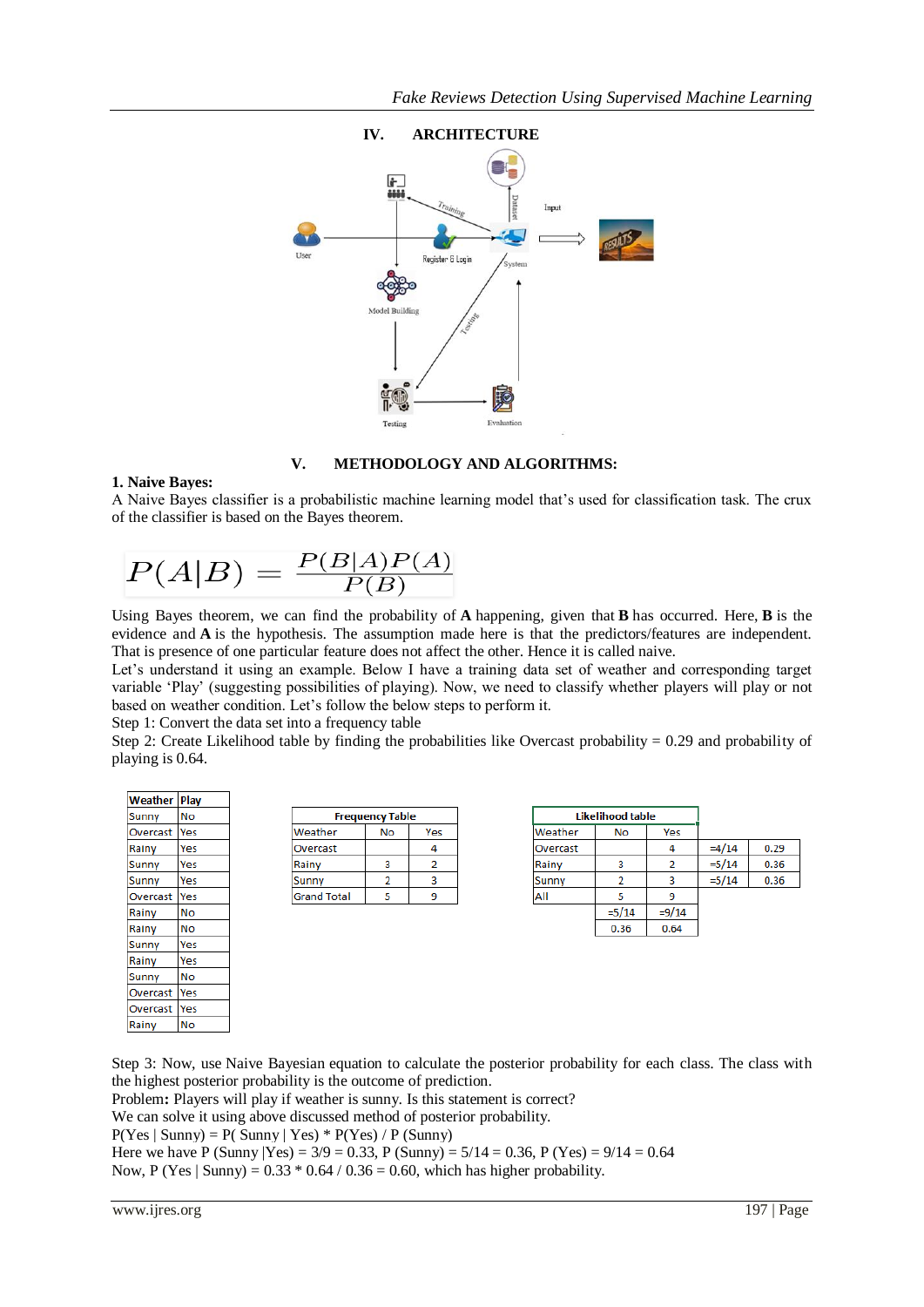## IV. ARCHITECTURE

## V. METHODOLOGY AND ALGORITHMS:

### 1. Naive Bayes:

A Naive Bayes classifier is a probabilistic machine learning model that's used for classification task. The crux of the classifier is based on the Bayes theorem.

$$P(A|B) = \frac{P(B|A)P(A)}{P(B)}$$

Using Bayes theorem, we can find the probability of **A** happening, given that **B** has occurred. Here, **B** is the evidence and **A** is the hypothesis. The assumption made here is that the predictors/features are independent. That is presence of one particular feature does not affect the other. Hence it is called naive.

Let's understand it using an example. Below I have a training data set of weather and corresponding target variable 'Play' (suggesting possibilities of playing). Now, we need to classify whether players will play or not based on weather condition. Let's follow the below steps to perform it.

Step 1: Convert the data set into a frequency table

Step 2: Create Likelihood table by finding the probabilities like Overcast probability = 0.29 and probability of playing is 0.64.

| Weather | Play |
|---|---|
| Sunny | No |
| Overcast | Yes |
| Rainy | Yes |
| Sunny | Yes |
| Sunny | Yes |
| Overcast | Yes |
| Rainy | No |
| Rainy | No |
| Sunny | Yes |
| Rainy | Yes |
| Sunny | No |
| Overcast | Yes |
| Overcast | Yes |
| Rainy | No |

| Frequency Table | | |
|---|---|---|
| Weather | No | Yes |
| Overcast | | 4 |
| Rainy | 3 | 2 |
| Sunny | 2 | 3 |
| Grand Total | 5 | 9 |

| Likelihood table | | | | |
|---|---|---|---|---|
| Weather | No | Yes | | |
| Overcast | | 4 | =4/14 | 0.29 |
| Rainy | 3 | 2 | =5/14 | 0.36 |
| Sunny | 2 | 3 | =5/14 | 0.36 |
| All | 5 | 9 | | |
| | =5/14 | =9/14 | | |
| | 0.36 | 0.64 | | |

Step 3: Now, use Naive Bayesian equation to calculate the posterior probability for each class. The class with the highest posterior probability is the outcome of prediction.

Problem**:** Players will play if weather is sunny. Is this statement is correct?

We can solve it using above discussed method of posterior probability.

P(Yes | Sunny) = P( Sunny | Yes) * P(Yes) / P (Sunny)

Here we have P (Sunny |Yes) = 3/9 = 0.33, P (Sunny) = 5/14 = 0.36, P (Yes) = 9/14 = 0.64

Now, P (Yes | Sunny) = 0.33 * 0.64 / 0.36 = 0.60, which has higher probability.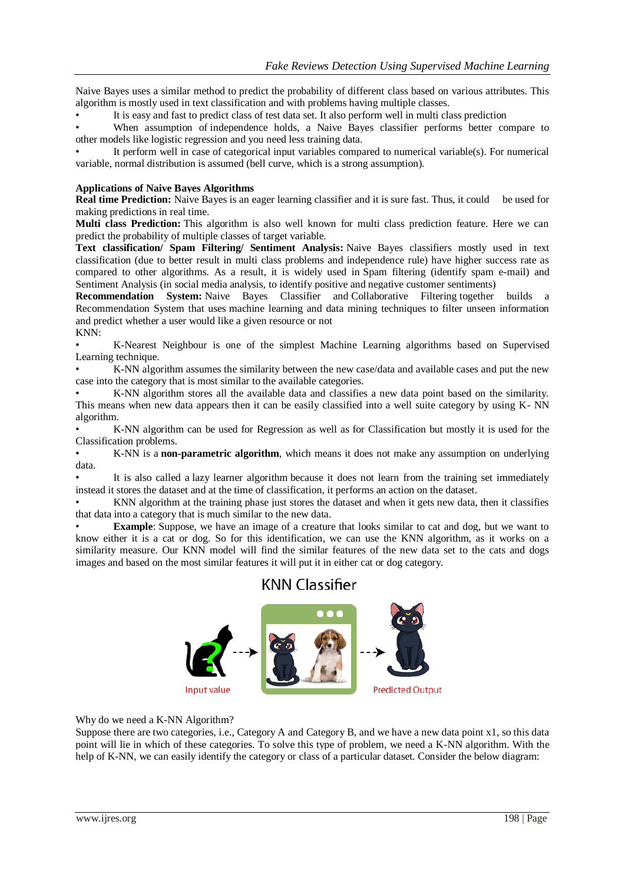Naive Bayes uses a similar method to predict the probability of different class based on various attributes. This algorithm is mostly used in text classification and with problems having multiple classes.

- It is easy and fast to predict class of test data set. It also perform well in multi class prediction
- When assumption of independence holds, a Naive Bayes classifier performs better compare to other models like logistic regression and you need less training data.
- It perform well in case of categorical input variables compared to numerical variable(s). For numerical variable, normal distribution is assumed (bell curve, which is a strong assumption).

**Applications of Naive Bayes Algorithms**

**Real time Prediction:** Naive Bayes is an eager learning classifier and it is sure fast. Thus, it could be used for making predictions in real time.

**Multi class Prediction:** This algorithm is also well known for multi class prediction feature. Here we can predict the probability of multiple classes of target variable.

**Text classification/ Spam Filtering/ Sentiment Analysis:** Naive Bayes classifiers mostly used in text classification (due to better result in multi class problems and independence rule) have higher success rate as compared to other algorithms. As a result, it is widely used in Spam filtering (identify spam e-mail) and Sentiment Analysis (in social media analysis, to identify positive and negative customer sentiments)

**Recommendation System:** Naive Bayes Classifier and Collaborative Filtering together builds a Recommendation System that uses machine learning and data mining techniques to filter unseen information and predict whether a user would like a given resource or not

KNN:

- K-Nearest Neighbour is one of the simplest Machine Learning algorithms based on Supervised Learning technique.
- K-NN algorithm assumes the similarity between the new case/data and available cases and put the new case into the category that is most similar to the available categories.
- K-NN algorithm stores all the available data and classifies a new data point based on the similarity. This means when new data appears then it can be easily classified into a well suite category by using K- NN algorithm.
- K-NN algorithm can be used for Regression as well as for Classification but mostly it is used for the Classification problems.
- K-NN is a **non-parametric algorithm**, which means it does not make any assumption on underlying data.
- It is also called a lazy learner algorithm because it does not learn from the training set immediately instead it stores the dataset and at the time of classification, it performs an action on the dataset.
- KNN algorithm at the training phase just stores the dataset and when it gets new data, then it classifies that data into a category that is much similar to the new data.
- **Example**: Suppose, we have an image of a creature that looks similar to cat and dog, but we want to know either it is a cat or dog. So for this identification, we can use the KNN algorithm, as it works on a similarity measure. Our KNN model will find the similar features of the new data set to the cats and dogs images and based on the most similar features it will put it in either cat or dog category.

KNN Classifier

Input value

Predicted Output

Why do we need a K-NN Algorithm?

Suppose there are two categories, i.e., Category A and Category B, and we have a new data point x1, so this data point will lie in which of these categories. To solve this type of problem, we need a K-NN algorithm. With the help of K-NN, we can easily identify the category or class of a particular dataset. Consider the below diagram: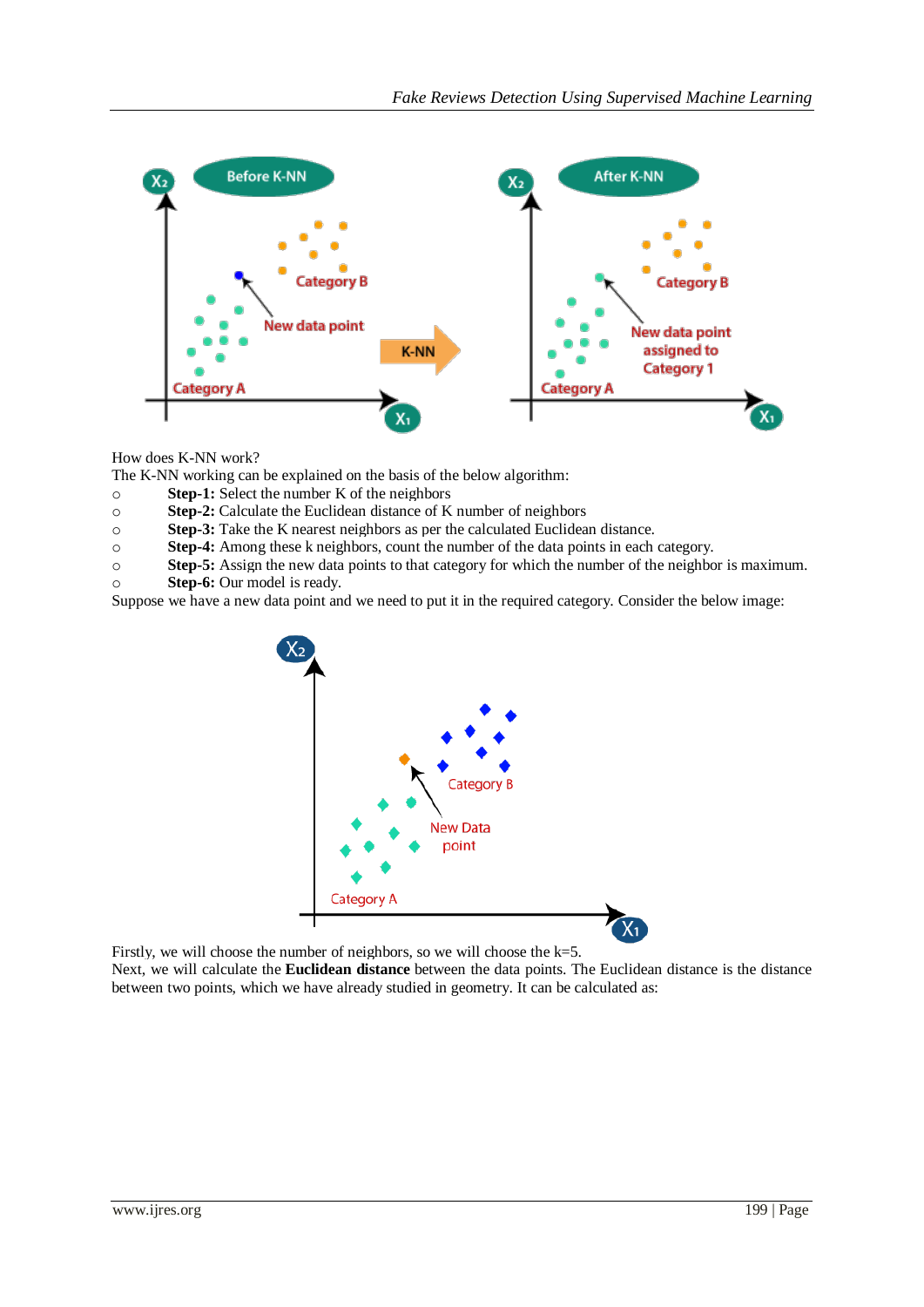How does K-NN work?

The K-NN working can be explained on the basis of the below algorithm:

- **Step-1:** Select the number K of the neighbors
- **Step-2:** Calculate the Euclidean distance of K number of neighbors
- **Step-3:** Take the K nearest neighbors as per the calculated Euclidean distance.
- **Step-4:** Among these k neighbors, count the number of the data points in each category.
- **Step-5:** Assign the new data points to that category for which the number of the neighbor is maximum.
- **Step-6:** Our model is ready.

Suppose we have a new data point and we need to put it in the required category. Consider the below image:

Firstly, we will choose the number of neighbors, so we will choose the k=5.

Next, we will calculate the **Euclidean distance** between the data points. The Euclidean distance is the distance between two points, which we have already studied in geometry. It can be calculated as: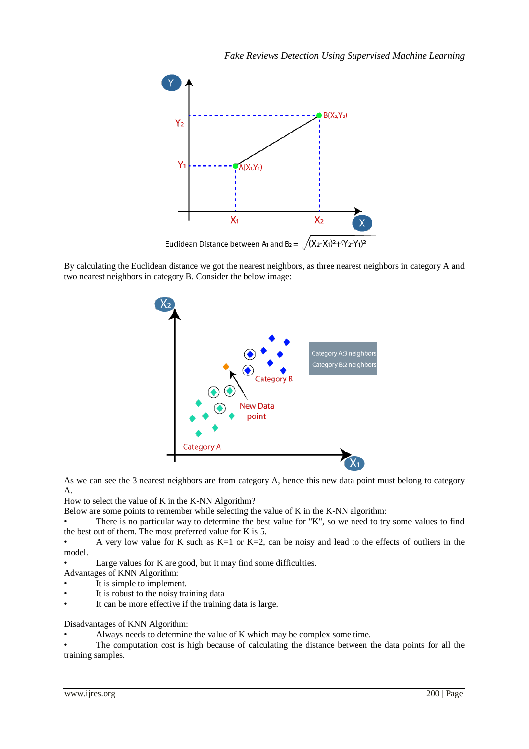Euclidean Distance between $A_1$ and $B_2 = \sqrt{(X_2-X_1)^2+(Y_2-Y_1)^2}$

By calculating the Euclidean distance we got the nearest neighbors, as three nearest neighbors in category A and two nearest neighbors in category B. Consider the below image:

As we can see the 3 nearest neighbors are from category A, hence this new data point must belong to category A.

How to select the value of K in the K-NN Algorithm?

Below are some points to remember while selecting the value of K in the K-NN algorithm:

- There is no particular way to determine the best value for "K", so we need to try some values to find the best out of them. The most preferred value for K is 5.
- A very low value for K such as K=1 or K=2, can be noisy and lead to the effects of outliers in the model.
- Large values for K are good, but it may find some difficulties.

Advantages of KNN Algorithm:

- It is simple to implement.
- It is robust to the noisy training data
- It can be more effective if the training data is large.

Disadvantages of KNN Algorithm:

- Always needs to determine the value of K which may be complex some time.
- The computation cost is high because of calculating the distance between the data points for all the training samples.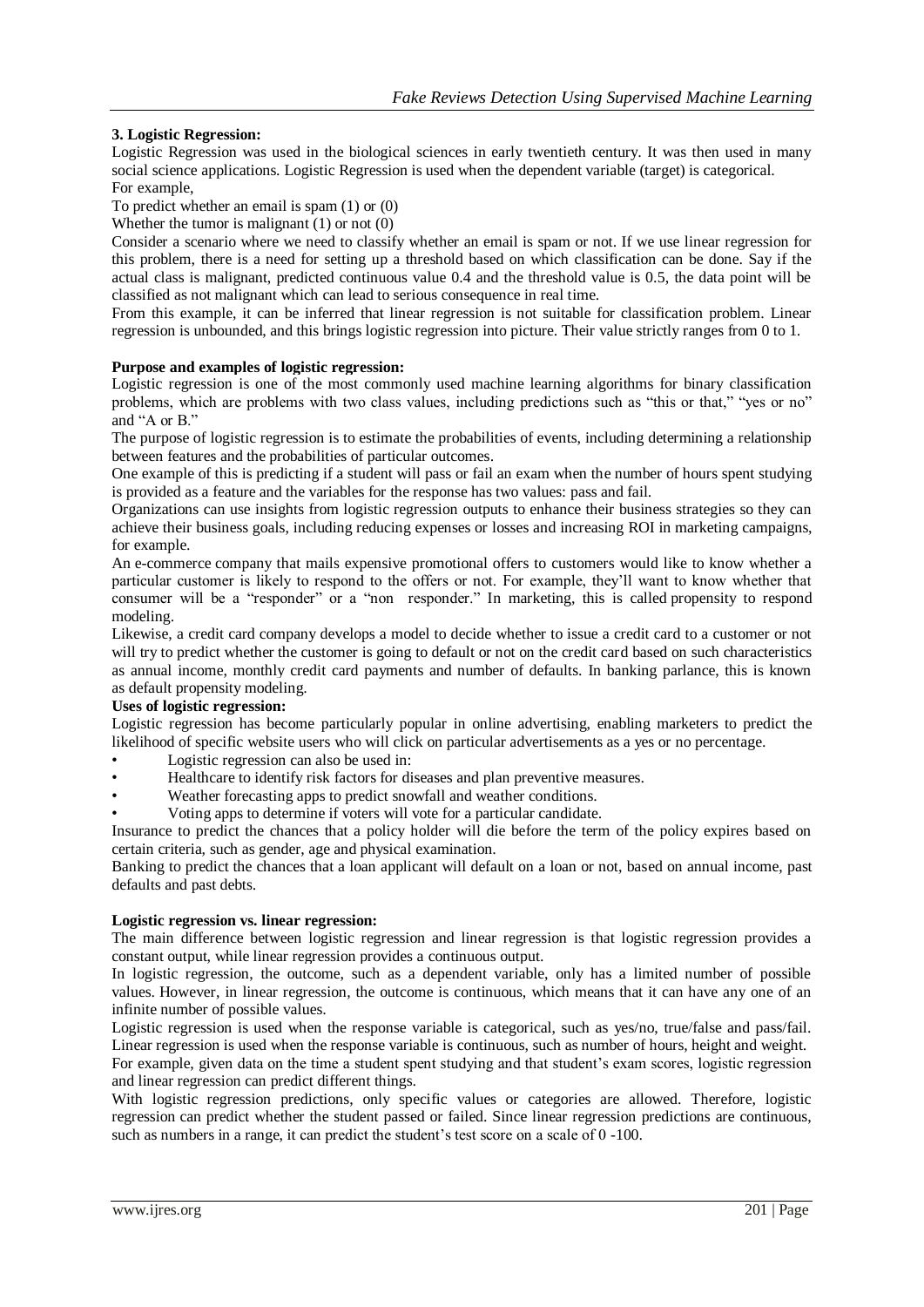### 3. Logistic Regression:

Logistic Regression was used in the biological sciences in early twentieth century. It was then used in many social science applications. Logistic Regression is used when the dependent variable (target) is categorical.
For example,

To predict whether an email is spam (1) or (0)

Whether the tumor is malignant (1) or not (0)

Consider a scenario where we need to classify whether an email is spam or not. If we use linear regression for this problem, there is a need for setting up a threshold based on which classification can be done. Say if the actual class is malignant, predicted continuous value 0.4 and the threshold value is 0.5, the data point will be classified as not malignant which can lead to serious consequence in real time.

From this example, it can be inferred that linear regression is not suitable for classification problem. Linear regression is unbounded, and this brings logistic regression into picture. Their value strictly ranges from 0 to 1.

**Purpose and examples of logistic regression:**

Logistic regression is one of the most commonly used machine learning algorithms for binary classification problems, which are problems with two class values, including predictions such as "this or that," "yes or no" and "A or B."

The purpose of logistic regression is to estimate the probabilities of events, including determining a relationship between features and the probabilities of particular outcomes.

One example of this is predicting if a student will pass or fail an exam when the number of hours spent studying is provided as a feature and the variables for the response has two values: pass and fail.

Organizations can use insights from logistic regression outputs to enhance their business strategies so they can achieve their business goals, including reducing expenses or losses and increasing ROI in marketing campaigns, for example.

An e-commerce company that mails expensive promotional offers to customers would like to know whether a particular customer is likely to respond to the offers or not. For example, they'll want to know whether that consumer will be a "responder" or a "non responder." In marketing, this is called propensity to respond modeling.

Likewise, a credit card company develops a model to decide whether to issue a credit card to a customer or not will try to predict whether the customer is going to default or not on the credit card based on such characteristics as annual income, monthly credit card payments and number of defaults. In banking parlance, this is known as default propensity modeling.

**Uses of logistic regression:**

Logistic regression has become particularly popular in online advertising, enabling marketers to predict the likelihood of specific website users who will click on particular advertisements as a yes or no percentage.

- Logistic regression can also be used in:
- Healthcare to identify risk factors for diseases and plan preventive measures.
- Weather forecasting apps to predict snowfall and weather conditions.
- Voting apps to determine if voters will vote for a particular candidate.

Insurance to predict the chances that a policy holder will die before the term of the policy expires based on certain criteria, such as gender, age and physical examination.

Banking to predict the chances that a loan applicant will default on a loan or not, based on annual income, past defaults and past debts.

**Logistic regression vs. linear regression:**

The main difference between logistic regression and linear regression is that logistic regression provides a constant output, while linear regression provides a continuous output.

In logistic regression, the outcome, such as a dependent variable, only has a limited number of possible values. However, in linear regression, the outcome is continuous, which means that it can have any one of an infinite number of possible values.

Logistic regression is used when the response variable is categorical, such as yes/no, true/false and pass/fail. Linear regression is used when the response variable is continuous, such as number of hours, height and weight.

For example, given data on the time a student spent studying and that student's exam scores, logistic regression and linear regression can predict different things.

With logistic regression predictions, only specific values or categories are allowed. Therefore, logistic regression can predict whether the student passed or failed. Since linear regression predictions are continuous, such as numbers in a range, it can predict the student's test score on a scale of 0 -100.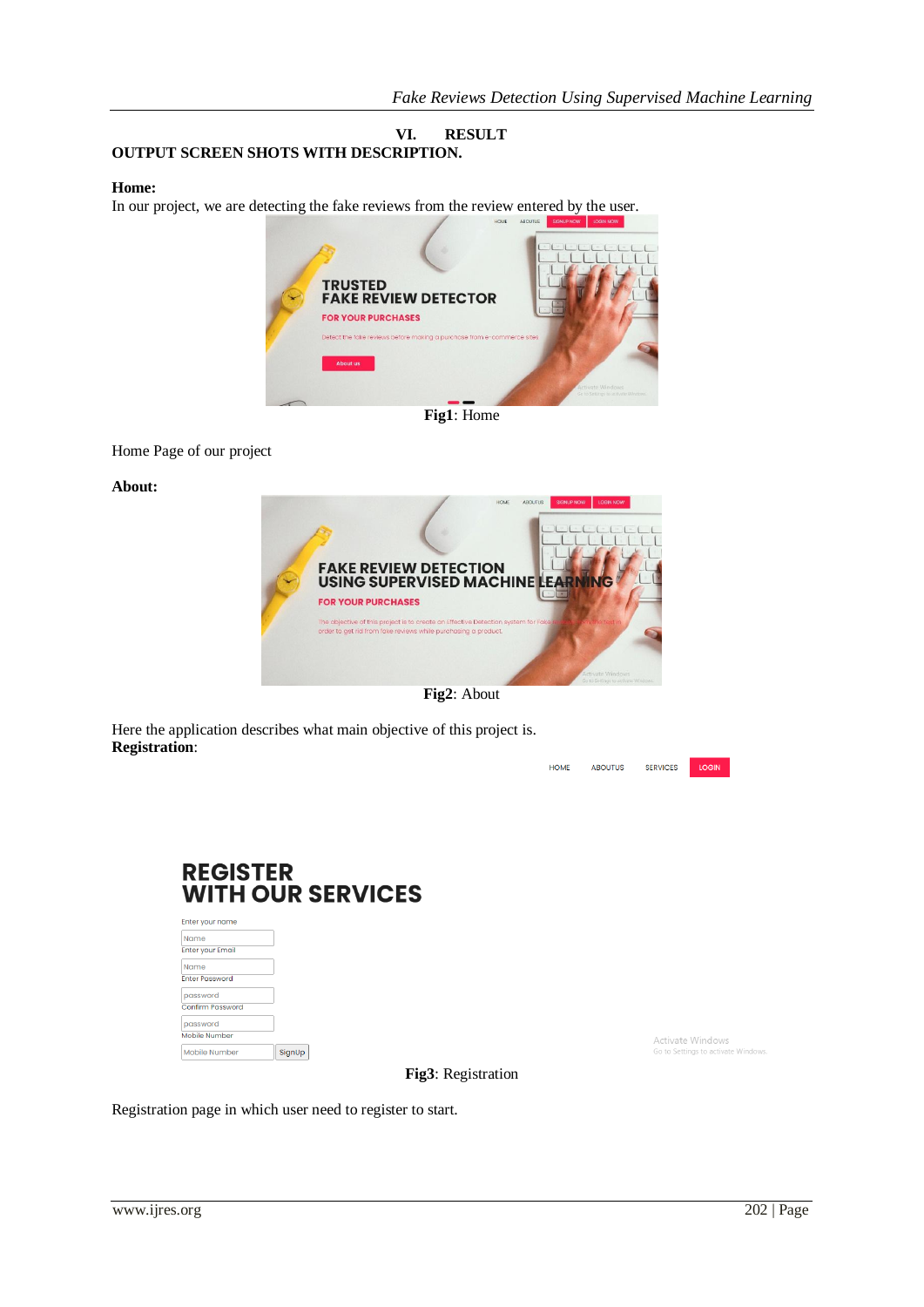## VI. RESULT

**OUTPUT SCREEN SHOTS WITH DESCRIPTION.**

**Home:**

In our project, we are detecting the fake reviews from the review entered by the user.

**Fig1**: Home

Home Page of our project

**About:**

**Fig2**: About

Here the application describes what main objective of this project is.

**Registration**:

**Fig3**: Registration

Registration page in which user need to register to start.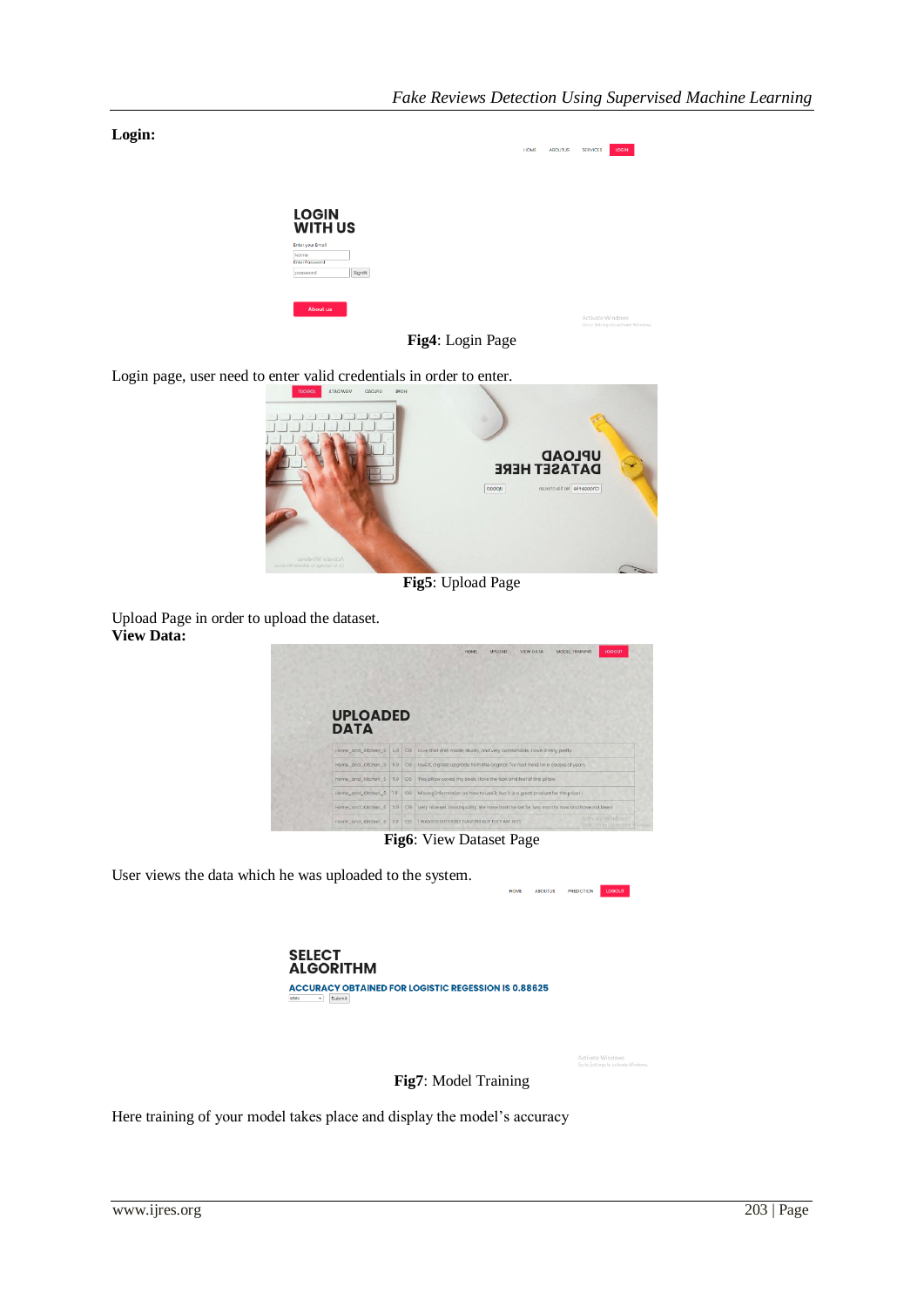**Login:**

**Fig4**: Login Page

Login page, user need to enter valid credentials in order to enter.

**Fig5**: Upload Page

Upload Page in order to upload the dataset.

**View Data:**

**Fig6**: View Dataset Page

User views the data which he was uploaded to the system.

**Fig7**: Model Training

Here training of your model takes place and display the model's accuracy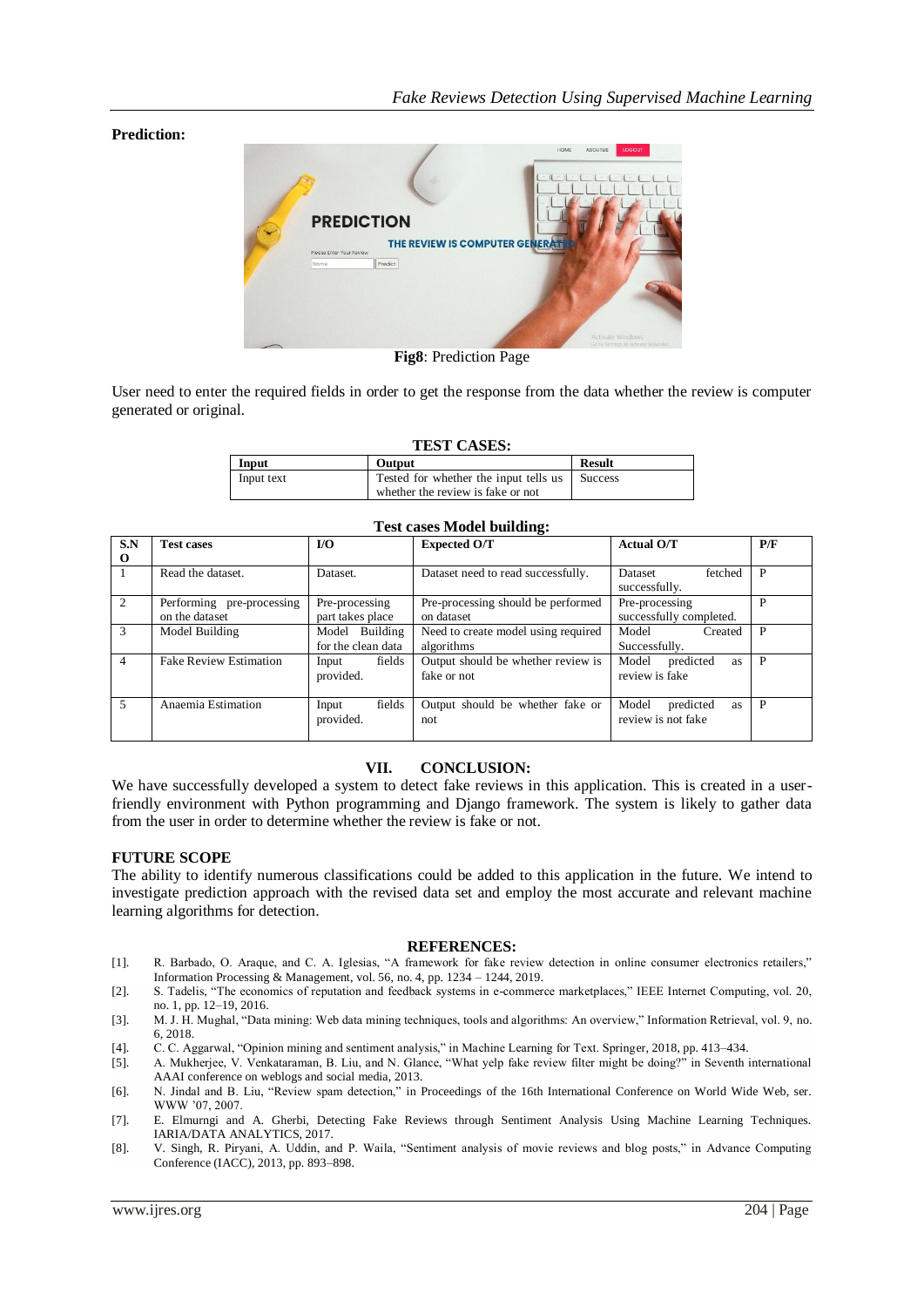**Prediction:**

**Fig8**: Prediction Page

User need to enter the required fields in order to get the response from the data whether the review is computer generated or original.

**TEST CASES:**

| Input | Output | Result |
|---|---|---|
| Input text | Tested for whether the input tells us whether the review is fake or not | Success |

**Test cases Model building:**

| S.NO | Test cases | I/O | Expected O/T | Actual O/T | P/F |
|---|---|---|---|---|---|
| 1 | Read the dataset. | Dataset. | Dataset need to read successfully. | Dataset fetched successfully. | P |
| 2 | Performing pre-processing on the dataset | Pre-processing part takes place | Pre-processing should be performed on dataset | Pre-processing successfully completed. | P |
| 3 | Model Building | Model Building for the clean data | Need to create model using required algorithms | Model Created Successfully. | P |
| 4 | Fake Review Estimation | Input fields provided. | Output should be whether review is fake or not | Model predicted as review is fake | P |
| 5 | Anaemia Estimation | Input fields provided. | Output should be whether fake or not | Model predicted as review is not fake | P |

## VII. CONCLUSION:

We have successfully developed a system to detect fake reviews in this application. This is created in a user-friendly environment with Python programming and Django framework. The system is likely to gather data from the user in order to determine whether the review is fake or not.

**FUTURE SCOPE**

The ability to identify numerous classifications could be added to this application in the future. We intend to investigate prediction approach with the revised data set and employ the most accurate and relevant machine learning algorithms for detection.

## REFERENCES:

[1]. R. Barbado, O. Araque, and C. A. Iglesias, "A framework for fake review detection in online consumer electronics retailers," Information Processing & Management, vol. 56, no. 4, pp. 1234 – 1244, 2019.

[2]. S. Tadelis, "The economics of reputation and feedback systems in e-commerce marketplaces," IEEE Internet Computing, vol. 20, no. 1, pp. 12–19, 2016.

[3]. M. J. H. Mughal, "Data mining: Web data mining techniques, tools and algorithms: An overview," Information Retrieval, vol. 9, no. 6, 2018.

[4]. C. C. Aggarwal, "Opinion mining and sentiment analysis," in Machine Learning for Text. Springer, 2018, pp. 413–434.

[5]. A. Mukherjee, V. Venkataraman, B. Liu, and N. Glance, "What yelp fake review filter might be doing?" in Seventh international AAAI conference on weblogs and social media, 2013.

[6]. N. Jindal and B. Liu, "Review spam detection," in Proceedings of the 16th International Conference on World Wide Web, ser. WWW '07, 2007.

[7]. E. Elmurngi and A. Gherbi, Detecting Fake Reviews through Sentiment Analysis Using Machine Learning Techniques. IARIA/DATA ANALYTICS, 2017.

[8]. V. Singh, R. Piryani, A. Uddin, and P. Waila, "Sentiment analysis of movie reviews and blog posts," in Advance Computing Conference (IACC), 2013, pp. 893–898.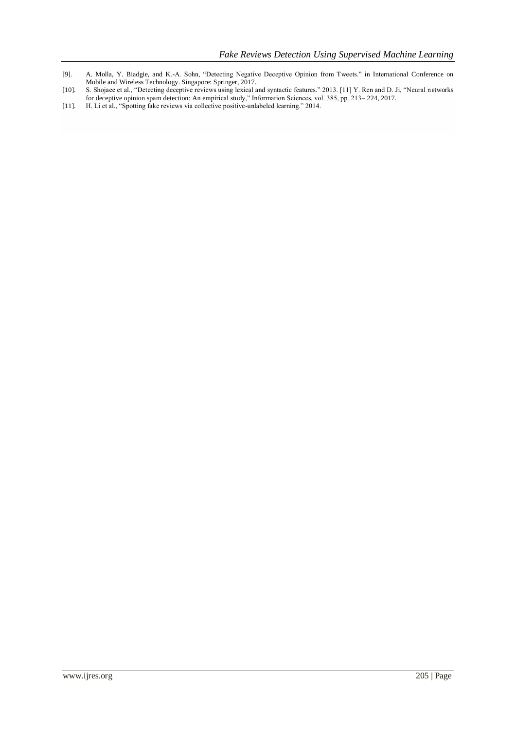[9]. A. Molla, Y. Biadgie, and K.-A. Sohn, "Detecting Negative Deceptive Opinion from Tweets." in International Conference on Mobile and Wireless Technology. Singapore: Springer, 2017.

[10]. S. Shojaee et al., "Detecting deceptive reviews using lexical and syntactic features." 2013. [11] Y. Ren and D. Ji, "Neural networks for deceptive opinion spam detection: An empirical study," Information Sciences, vol. 385, pp. 213– 224, 2017.

[11]. H. Li et al., "Spotting fake reviews via collective positive-unlabeled learning." 2014.